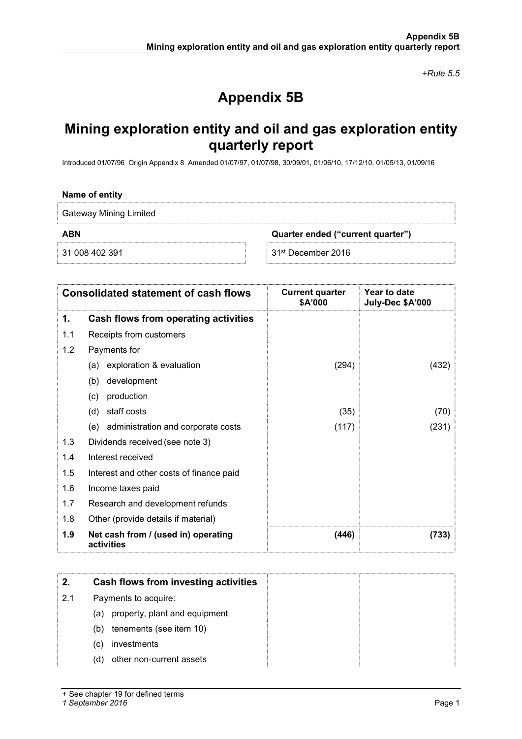*+Rule 5.5*

# Appendix 5B

# Mining exploration entity and oil and gas exploration entity quarterly report

Introduced 01/07/96 Origin Appendix 8 Amended 01/07/97, 01/07/98, 30/09/01, 01/06/10, 17/12/10, 01/05/13, 01/09/16

**Name of entity**

Gateway Mining Limited

| **ABN** | **Quarter ended ("current quarter")** |
|---|---|
| 31 008 402 391 | 31st December 2016 |

| | **Consolidated statement of cash flows** | **Current quarter $A'000** | **Year to date July-Dec $A'000** |
|---|---|---|---|
| **1.** | **Cash flows from operating activities** | | |
| 1.1 | Receipts from customers | | |
| 1.2 | Payments for | | |
| | (a) exploration & evaluation | (294) | (432) |
| | (b) development | | |
| | (c) production | | |
| | (d) staff costs | (35) | (70) |
| | (e) administration and corporate costs | (117) | (231) |
| 1.3 | Dividends received (see note 3) | | |
| 1.4 | Interest received | | |
| 1.5 | Interest and other costs of finance paid | | |
| 1.6 | Income taxes paid | | |
| 1.7 | Research and development refunds | | |
| 1.8 | Other (provide details if material) | | |
| **1.9** | **Net cash from / (used in) operating activities** | **(446)** | **(733)** |

| **2.** | **Cash flows from investing activities** | | |
|---|---|---|---|
| 2.1 | Payments to acquire: | | |
| | (a) property, plant and equipment | | |
| | (b) tenements (see item 10) | | |
| | (c) investments | | |
| | (d) other non-current assets | | |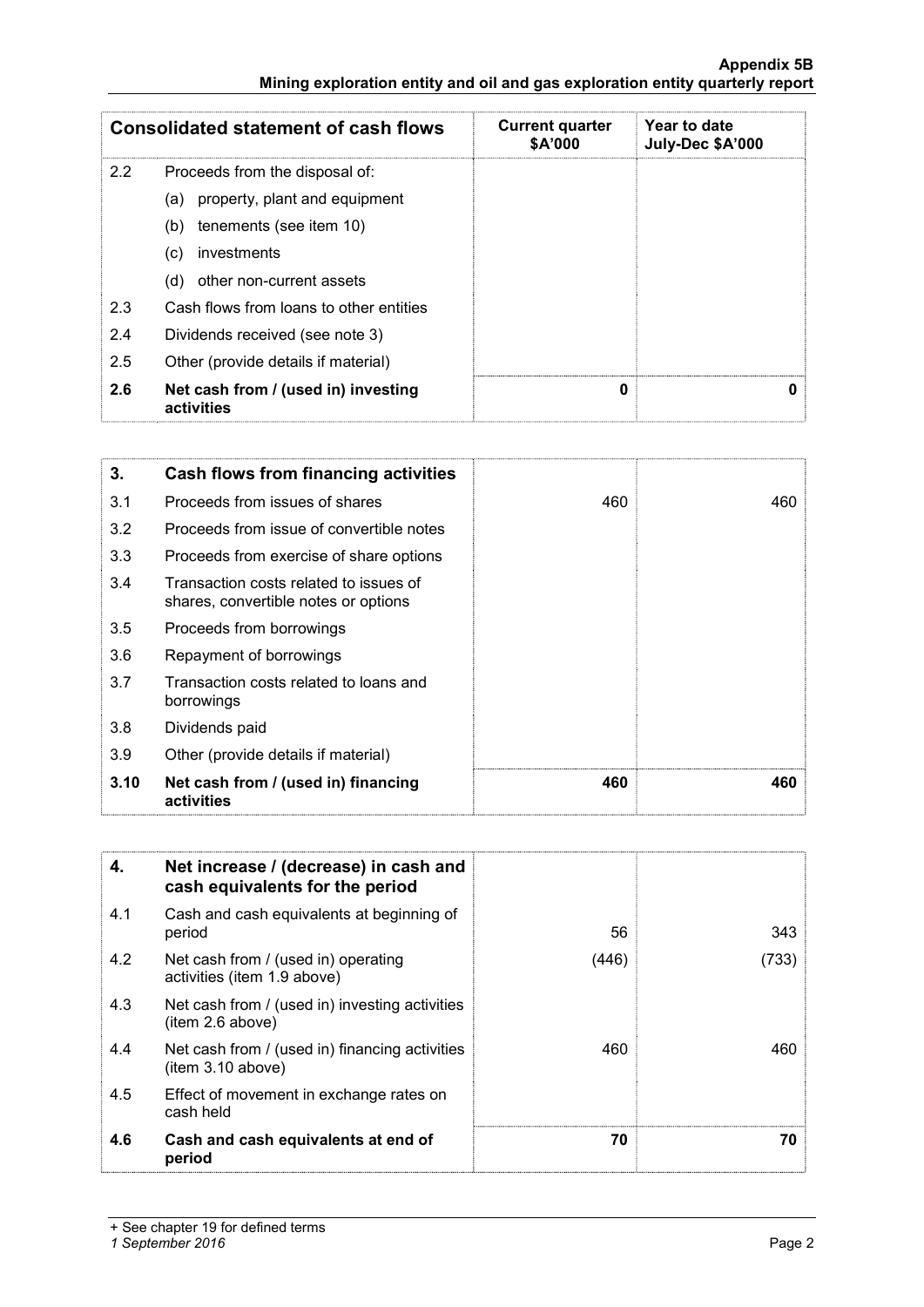| | Consolidated statement of cash flows | Current quarter $A'000 | Year to date July-Dec $A'000 |
|---|---|---|---|
| 2.2 | Proceeds from the disposal of: | | |
| | (a) property, plant and equipment | | |
| | (b) tenements (see item 10) | | |
| | (c) investments | | |
| | (d) other non-current assets | | |
| 2.3 | Cash flows from loans to other entities | | |
| 2.4 | Dividends received (see note 3) | | |
| 2.5 | Other (provide details if material) | | |
| **2.6** | **Net cash from / (used in) investing activities** | **0** | **0** |

| 3. | Cash flows from financing activities | | |
|---|---|---|---|
| 3.1 | Proceeds from issues of shares | 460 | 460 |
| 3.2 | Proceeds from issue of convertible notes | | |
| 3.3 | Proceeds from exercise of share options | | |
| 3.4 | Transaction costs related to issues of shares, convertible notes or options | | |
| 3.5 | Proceeds from borrowings | | |
| 3.6 | Repayment of borrowings | | |
| 3.7 | Transaction costs related to loans and borrowings | | |
| 3.8 | Dividends paid | | |
| 3.9 | Other (provide details if material) | | |
| **3.10** | **Net cash from / (used in) financing activities** | **460** | **460** |

| 4. | Net increase / (decrease) in cash and cash equivalents for the period | | |
|---|---|---|---|
| 4.1 | Cash and cash equivalents at beginning of period | 56 | 343 |
| 4.2 | Net cash from / (used in) operating activities (item 1.9 above) | (446) | (733) |
| 4.3 | Net cash from / (used in) investing activities (item 2.6 above) | | |
| 4.4 | Net cash from / (used in) financing activities (item 3.10 above) | 460 | 460 |
| 4.5 | Effect of movement in exchange rates on cash held | | |
| **4.6** | **Cash and cash equivalents at end of period** | **70** | **70** |

+ See chapter 19 for defined terms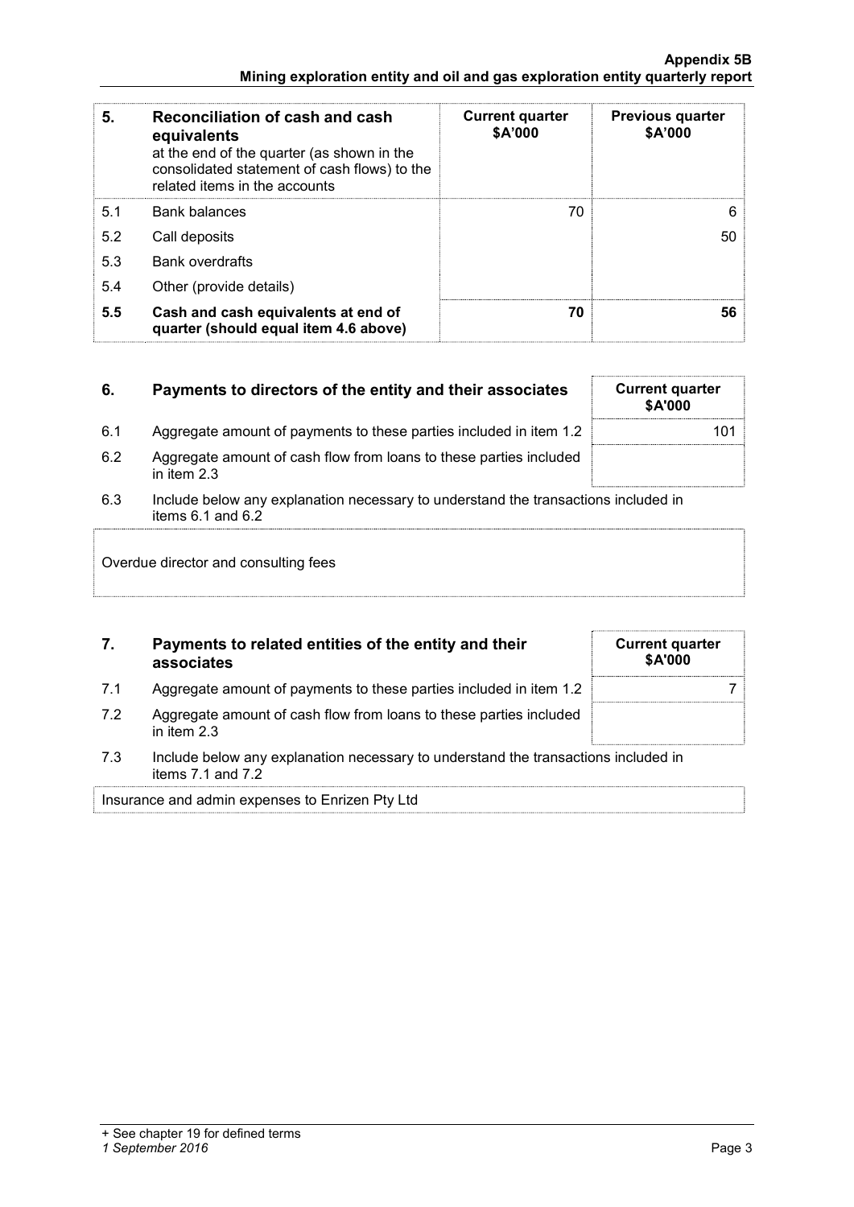| 5. | Reconciliation of cash and cash equivalents at the end of the quarter (as shown in the consolidated statement of cash flows) to the related items in the accounts | Current quarter $A'000 | Previous quarter $A'000 |
|---|---|---|---|
| 5.1 | Bank balances | 70 | 6 |
| 5.2 | Call deposits | | 50 |
| 5.3 | Bank overdrafts | | |
| 5.4 | Other (provide details) | | |
| **5.5** | **Cash and cash equivalents at end of quarter (should equal item 4.6 above)** | **70** | **56** |

| 6. | Payments to directors of the entity and their associates | Current quarter $A'000 |
|---|---|---|
| 6.1 | Aggregate amount of payments to these parties included in item 1.2 | 101 |
| 6.2 | Aggregate amount of cash flow from loans to these parties included in item 2.3 | |

6.3 Include below any explanation necessary to understand the transactions included in items 6.1 and 6.2

Overdue director and consulting fees

| 7. | Payments to related entities of the entity and their associates | Current quarter $A'000 |
|---|---|---|
| 7.1 | Aggregate amount of payments to these parties included in item 1.2 | 7 |
| 7.2 | Aggregate amount of cash flow from loans to these parties included in item 2.3 | |

7.3 Include below any explanation necessary to understand the transactions included in items 7.1 and 7.2

Insurance and admin expenses to Enrizen Pty Ltd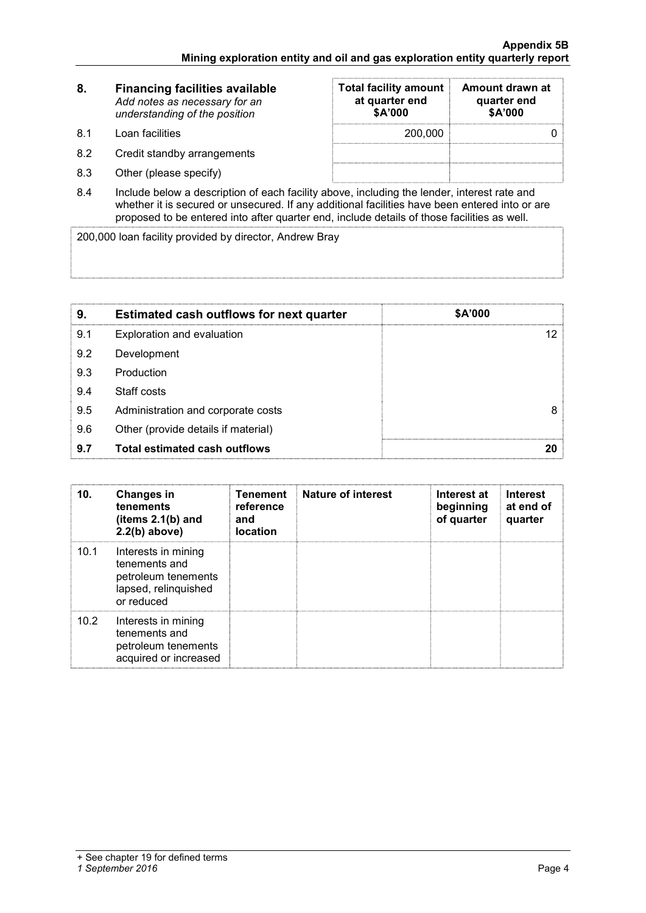| 8. | Financing facilities available *Add notes as necessary for an understanding of the position* | Total facility amount at quarter end $A'000 | Amount drawn at quarter end $A'000 |
|---|---|---|---|
| 8.1 | Loan facilities | 200,000 | 0 |
| 8.2 | Credit standby arrangements | | |
| 8.3 | Other (please specify) | | |

8.4 Include below a description of each facility above, including the lender, interest rate and whether it is secured or unsecured. If any additional facilities have been entered into or are proposed to be entered into after quarter end, include details of those facilities as well.

200,000 loan facility provided by director, Andrew Bray

| 9. | Estimated cash outflows for next quarter | $A'000 |
|---|---|---|
| 9.1 | Exploration and evaluation | 12 |
| 9.2 | Development | |
| 9.3 | Production | |
| 9.4 | Staff costs | |
| 9.5 | Administration and corporate costs | 8 |
| 9.6 | Other (provide details if material) | |
| **9.7** | **Total estimated cash outflows** | **20** |

| 10. | Changes in tenements (items 2.1(b) and 2.2(b) above) | Tenement reference and location | Nature of interest | Interest at beginning of quarter | Interest at end of quarter |
|---|---|---|---|---|---|
| 10.1 | Interests in mining tenements and petroleum tenements lapsed, relinquished or reduced | | | | |
| 10.2 | Interests in mining tenements and petroleum tenements acquired or increased | | | | |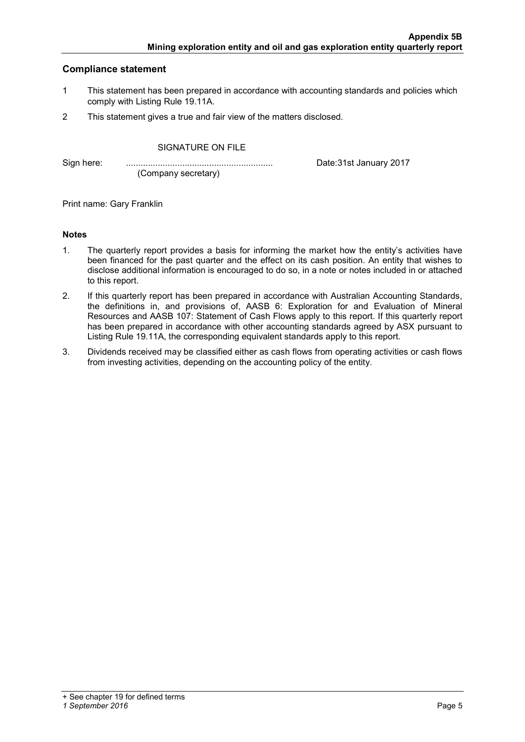## Compliance statement

1 This statement has been prepared in accordance with accounting standards and policies which comply with Listing Rule 19.11A.

2 This statement gives a true and fair view of the matters disclosed.

SIGNATURE ON FILE

Sign here: ............................................................ Date:31st January 2017
(Company secretary)

Print name: Gary Franklin

### Notes

1. The quarterly report provides a basis for informing the market how the entity's activities have been financed for the past quarter and the effect on its cash position. An entity that wishes to disclose additional information is encouraged to do so, in a note or notes included in or attached to this report.
2. If this quarterly report has been prepared in accordance with Australian Accounting Standards, the definitions in, and provisions of, AASB 6: Exploration for and Evaluation of Mineral Resources and AASB 107: Statement of Cash Flows apply to this report. If this quarterly report has been prepared in accordance with other accounting standards agreed by ASX pursuant to Listing Rule 19.11A, the corresponding equivalent standards apply to this report.
3. Dividends received may be classified either as cash flows from operating activities or cash flows from investing activities, depending on the accounting policy of the entity.